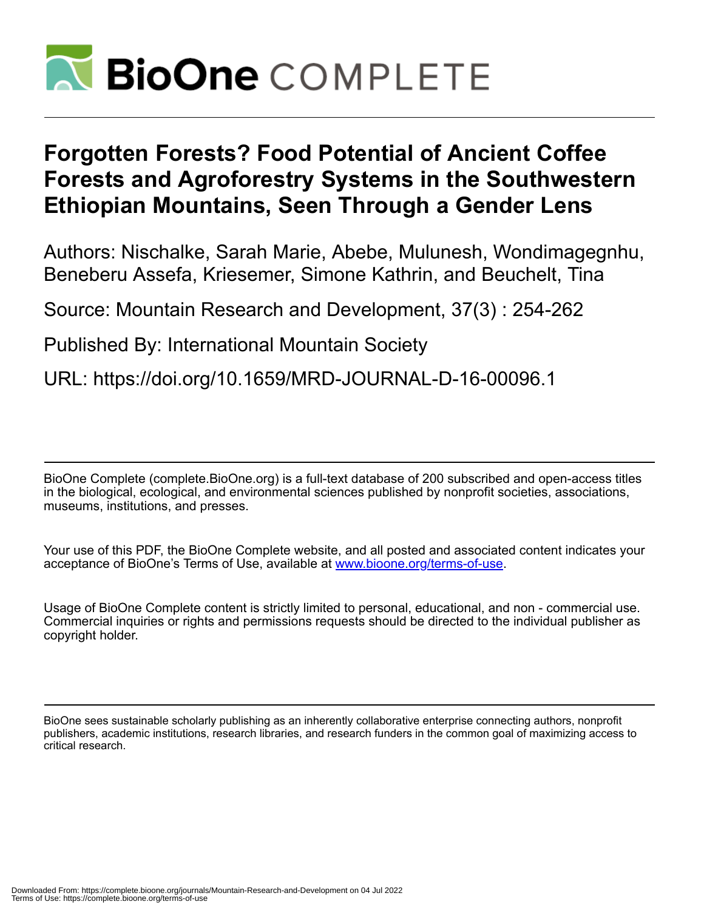# Forgotten Forests? Food Potential of Ancient Coffee Forests and Agroforestry Systems in the Southwestern Ethiopian Mountains, Seen Through a Gender Lens

Authors: Nischalke, Sarah Marie, Abebe, Mulunesh, Wondimagegnhu, Beneberu Assefa, Kriesemer, Simone Kathrin, and Beuchelt, Tina

Source: Mountain Research and Development, 37(3) : 254-262

Published By: International Mountain Society

URL: https://doi.org/10.1659/MRD-JOURNAL-D-16-00096.1

BioOne Complete (complete.BioOne.org) is a full-text database of 200 subscribed and open-access titles in the biological, ecological, and environmental sciences published by nonprofit societies, associations, museums, institutions, and presses.

Your use of this PDF, the BioOne Complete website, and all posted and associated content indicates your acceptance of BioOne's Terms of Use, available at www.bioone.org/terms-of-use.

Usage of BioOne Complete content is strictly limited to personal, educational, and non - commercial use. Commercial inquiries or rights and permissions requests should be directed to the individual publisher as copyright holder.

BioOne sees sustainable scholarly publishing as an inherently collaborative enterprise connecting authors, nonprofit publishers, academic institutions, research libraries, and research funders in the common goal of maximizing access to critical research.

Downloaded From: https://complete.bioone.org/journals/Mountain-Research-and-Development on 04 Jul 2022
Terms of Use: https://complete.bioone.org/terms-of-use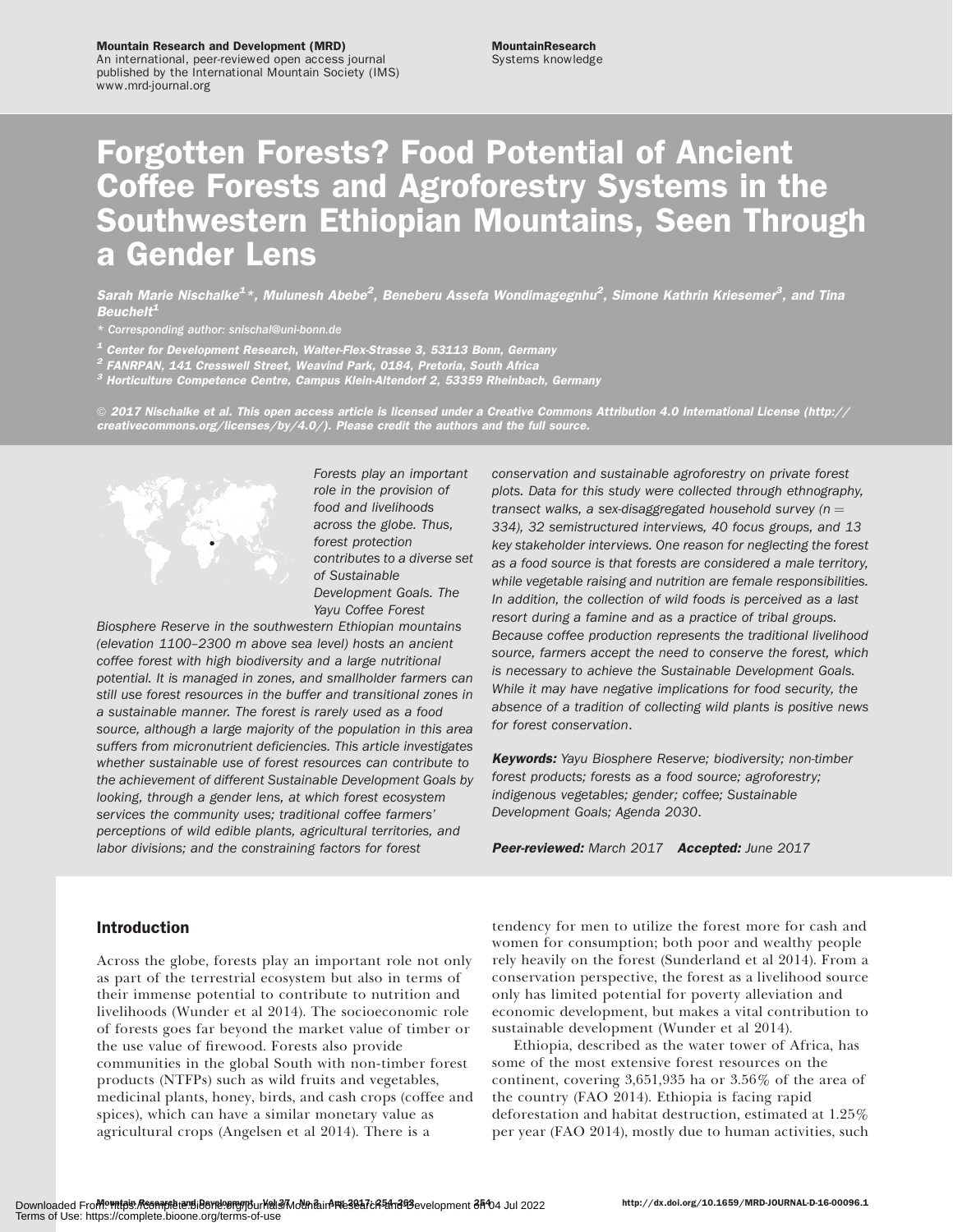Mountain Research and Development (MRD)
An international, peer-reviewed open access journal published by the International Mountain Society (IMS)
www.mrd-journal.org

MountainResearch
Systems knowledge

# Forgotten Forests? Food Potential of Ancient Coffee Forests and Agroforestry Systems in the Southwestern Ethiopian Mountains, Seen Through a Gender Lens

*Sarah Marie Nischalke[1]\*, Mulunesh Abebe[2], Beneberu Assefa Wondimagegnhu[2], Simone Kathrin Kriesemer[3], and Tina Beuchelt[1]*

\* Corresponding author: snischal@uni-bonn.de

[1] Center for Development Research, Walter-Flex-Strasse 3, 53113 Bonn, Germany

[2] FANRPAN, 141 Cresswell Street, Weavind Park, 0184, Pretoria, South Africa

[3] Horticulture Competence Centre, Campus Klein-Altendorf 2, 53359 Rheinbach, Germany

© 2017 Nischalke et al. This open access article is licensed under a Creative Commons Attribution 4.0 International License (http://creativecommons.org/licenses/by/4.0/). Please credit the authors and the full source.

*Forests play an important role in the provision of food and livelihoods across the globe. Thus, forest protection contributes to a diverse set of Sustainable Development Goals. The Yayu Coffee Forest Biosphere Reserve in the southwestern Ethiopian mountains (elevation 1100–2300 m above sea level) hosts an ancient coffee forest with high biodiversity and a large nutritional potential. It is managed in zones, and smallholder farmers can still use forest resources in the buffer and transitional zones in a sustainable manner. The forest is rarely used as a food source, although a large majority of the population in this area suffers from micronutrient deficiencies. This article investigates whether sustainable use of forest resources can contribute to the achievement of different Sustainable Development Goals by looking, through a gender lens, at which forest ecosystem services the community uses; traditional coffee farmers' perceptions of wild edible plants, agricultural territories, and labor divisions; and the constraining factors for forest conservation and sustainable agroforestry on private forest plots. Data for this study were collected through ethnography, transect walks, a sex-disaggregated household survey (n = 334), 32 semistructured interviews, 40 focus groups, and 13 key stakeholder interviews. One reason for neglecting the forest as a food source is that forests are considered a male territory, while vegetable raising and nutrition are female responsibilities. In addition, the collection of wild foods is perceived as a last resort during a famine and as a practice of tribal groups. Because coffee production represents the traditional livelihood source, farmers accept the need to conserve the forest, which is necessary to achieve the Sustainable Development Goals. While it may have negative implications for food security, the absence of a tradition of collecting wild plants is positive news for forest conservation.*

***Keywords:*** *Yayu Biosphere Reserve; biodiversity; non-timber forest products; forests as a food source; agroforestry; indigenous vegetables; gender; coffee; Sustainable Development Goals; Agenda 2030.*

***Peer-reviewed:*** *March 2017* ***Accepted:*** *June 2017*

## Introduction

Across the globe, forests play an important role not only as part of the terrestrial ecosystem but also in terms of their immense potential to contribute to nutrition and livelihoods (Wunder et al 2014). The socioeconomic role of forests goes far beyond the market value of timber or the use value of firewood. Forests also provide communities in the global South with non-timber forest products (NTFPs) such as wild fruits and vegetables, medicinal plants, honey, birds, and cash crops (coffee and spices), which can have a similar monetary value as agricultural crops (Angelsen et al 2014). There is a tendency for men to utilize the forest more for cash and women for consumption; both poor and wealthy people rely heavily on the forest (Sunderland et al 2014). From a conservation perspective, the forest as a livelihood source only has limited potential for poverty alleviation and economic development, but makes a vital contribution to sustainable development (Wunder et al 2014).

Ethiopia, described as the water tower of Africa, has some of the most extensive forest resources on the continent, covering 3,651,935 ha or 3.56% of the area of the country (FAO 2014). Ethiopia is facing rapid deforestation and habitat destruction, estimated at 1.25% per year (FAO 2014), mostly due to human activities, such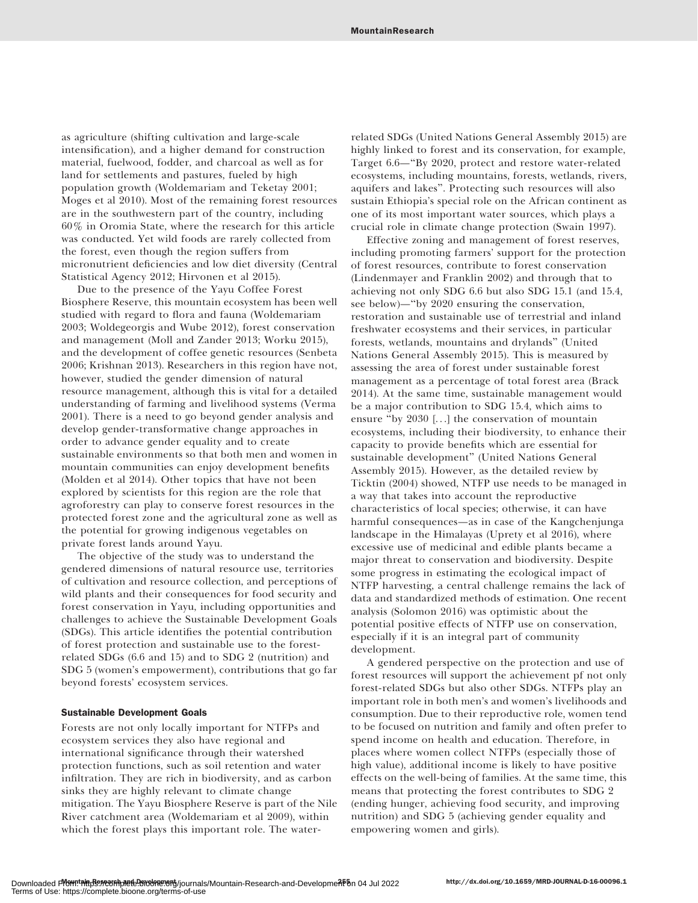as agriculture (shifting cultivation and large-scale intensification), and a higher demand for construction material, fuelwood, fodder, and charcoal as well as for land for settlements and pastures, fueled by high population growth (Woldemariam and Teketay 2001; Moges et al 2010). Most of the remaining forest resources are in the southwestern part of the country, including 60% in Oromia State, where the research for this article was conducted. Yet wild foods are rarely collected from the forest, even though the region suffers from micronutrient deficiencies and low diet diversity (Central Statistical Agency 2012; Hirvonen et al 2015).

Due to the presence of the Yayu Coffee Forest Biosphere Reserve, this mountain ecosystem has been well studied with regard to flora and fauna (Woldemariam 2003; Woldegeorgis and Wube 2012), forest conservation and management (Moll and Zander 2013; Worku 2015), and the development of coffee genetic resources (Senbeta 2006; Krishnan 2013). Researchers in this region have not, however, studied the gender dimension of natural resource management, although this is vital for a detailed understanding of farming and livelihood systems (Verma 2001). There is a need to go beyond gender analysis and develop gender-transformative change approaches in order to advance gender equality and to create sustainable environments so that both men and women in mountain communities can enjoy development benefits (Molden et al 2014). Other topics that have not been explored by scientists for this region are the role that agroforestry can play to conserve forest resources in the protected forest zone and the agricultural zone as well as the potential for growing indigenous vegetables on private forest lands around Yayu.

The objective of the study was to understand the gendered dimensions of natural resource use, territories of cultivation and resource collection, and perceptions of wild plants and their consequences for food security and forest conservation in Yayu, including opportunities and challenges to achieve the Sustainable Development Goals (SDGs). This article identifies the potential contribution of forest protection and sustainable use to the forest-related SDGs (6.6 and 15) and to SDG 2 (nutrition) and SDG 5 (women's empowerment), contributions that go far beyond forests' ecosystem services.

### Sustainable Development Goals

Forests are not only locally important for NTFPs and ecosystem services they also have regional and international significance through their watershed protection functions, such as soil retention and water infiltration. They are rich in biodiversity, and as carbon sinks they are highly relevant to climate change mitigation. The Yayu Biosphere Reserve is part of the Nile River catchment area (Woldemariam et al 2009), within which the forest plays this important role. The water-related SDGs (United Nations General Assembly 2015) are highly linked to forest and its conservation, for example, Target 6.6—"By 2020, protect and restore water-related ecosystems, including mountains, forests, wetlands, rivers, aquifers and lakes". Protecting such resources will also sustain Ethiopia's special role on the African continent as one of its most important water sources, which plays a crucial role in climate change protection (Swain 1997).

Effective zoning and management of forest reserves, including promoting farmers' support for the protection of forest resources, contribute to forest conservation (Lindenmayer and Franklin 2002) and through that to achieving not only SDG 6.6 but also SDG 15.1 (and 15.4, see below)—"by 2020 ensuring the conservation, restoration and sustainable use of terrestrial and inland freshwater ecosystems and their services, in particular forests, wetlands, mountains and drylands" (United Nations General Assembly 2015). This is measured by assessing the area of forest under sustainable forest management as a percentage of total forest area (Brack 2014). At the same time, sustainable management would be a major contribution to SDG 15.4, which aims to ensure "by 2030 [...] the conservation of mountain ecosystems, including their biodiversity, to enhance their capacity to provide benefits which are essential for sustainable development" (United Nations General Assembly 2015). However, as the detailed review by Ticktin (2004) showed, NTFP use needs to be managed in a way that takes into account the reproductive characteristics of local species; otherwise, it can have harmful consequences—as in case of the Kangchenjunga landscape in the Himalayas (Uprety et al 2016), where excessive use of medicinal and edible plants became a major threat to conservation and biodiversity. Despite some progress in estimating the ecological impact of NTFP harvesting, a central challenge remains the lack of data and standardized methods of estimation. One recent analysis (Solomon 2016) was optimistic about the potential positive effects of NTFP use on conservation, especially if it is an integral part of community development.

A gendered perspective on the protection and use of forest resources will support the achievement pf not only forest-related SDGs but also other SDGs. NTFPs play an important role in both men's and women's livelihoods and consumption. Due to their reproductive role, women tend to be focused on nutrition and family and often prefer to spend income on health and education. Therefore, in places where women collect NTFPs (especially those of high value), additional income is likely to have positive effects on the well-being of families. At the same time, this means that protecting the forest contributes to SDG 2 (ending hunger, achieving food security, and improving nutrition) and SDG 5 (achieving gender equality and empowering women and girls).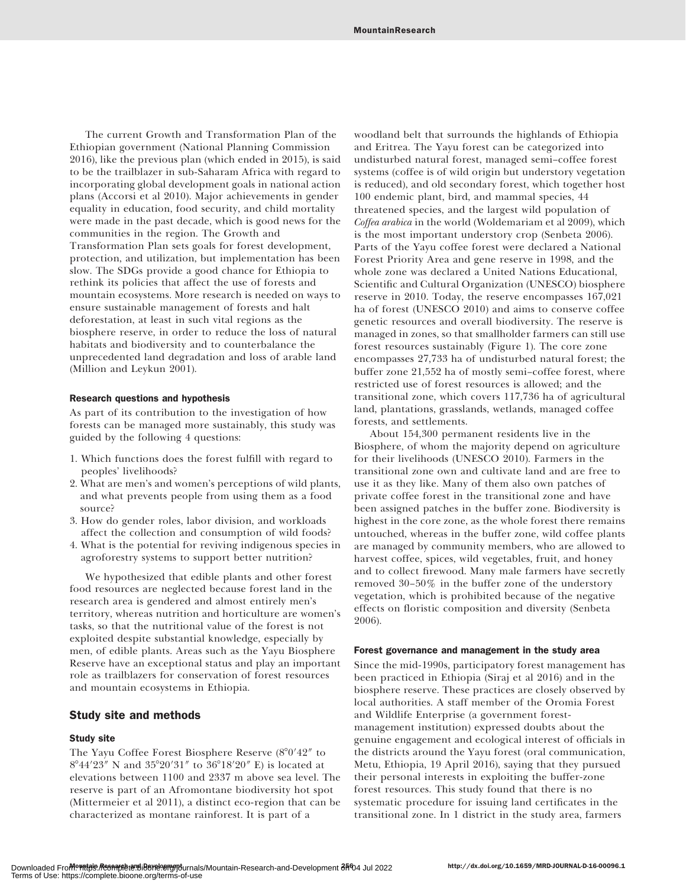The current Growth and Transformation Plan of the Ethiopian government (National Planning Commission 2016), like the previous plan (which ended in 2015), is said to be the trailblazer in sub-Saharam Africa with regard to incorporating global development goals in national action plans (Accorsi et al 2010). Major achievements in gender equality in education, food security, and child mortality were made in the past decade, which is good news for the communities in the region. The Growth and Transformation Plan sets goals for forest development, protection, and utilization, but implementation has been slow. The SDGs provide a good chance for Ethiopia to rethink its policies that affect the use of forests and mountain ecosystems. More research is needed on ways to ensure sustainable management of forests and halt deforestation, at least in such vital regions as the biosphere reserve, in order to reduce the loss of natural habitats and biodiversity and to counterbalance the unprecedented land degradation and loss of arable land (Million and Leykun 2001).

### Research questions and hypothesis

As part of its contribution to the investigation of how forests can be managed more sustainably, this study was guided by the following 4 questions:

1. Which functions does the forest fulfill with regard to peoples' livelihoods?
2. What are men's and women's perceptions of wild plants, and what prevents people from using them as a food source?
3. How do gender roles, labor division, and workloads affect the collection and consumption of wild foods?
4. What is the potential for reviving indigenous species in agroforestry systems to support better nutrition?

We hypothesized that edible plants and other forest food resources are neglected because forest land in the research area is gendered and almost entirely men's territory, whereas nutrition and horticulture are women's tasks, so that the nutritional value of the forest is not exploited despite substantial knowledge, especially by men, of edible plants. Areas such as the Yayu Biosphere Reserve have an exceptional status and play an important role as trailblazers for conservation of forest resources and mountain ecosystems in Ethiopia.

## Study site and methods

### Study site

The Yayu Coffee Forest Biosphere Reserve (8°0′42″ to 8°44′23″ N and 35°20′31″ to 36°18′20″ E) is located at elevations between 1100 and 2337 m above sea level. The reserve is part of an Afromontane biodiversity hot spot (Mittermeier et al 2011), a distinct eco-region that can be characterized as montane rainforest. It is part of a woodland belt that surrounds the highlands of Ethiopia and Eritrea. The Yayu forest can be categorized into undisturbed natural forest, managed semi–coffee forest systems (coffee is of wild origin but understory vegetation is reduced), and old secondary forest, which together host 100 endemic plant, bird, and mammal species, 44 threatened species, and the largest wild population of *Coffea arabica* in the world (Woldemariam et al 2009), which is the most important understory crop (Senbeta 2006). Parts of the Yayu coffee forest were declared a National Forest Priority Area and gene reserve in 1998, and the whole zone was declared a United Nations Educational, Scientific and Cultural Organization (UNESCO) biosphere reserve in 2010. Today, the reserve encompasses 167,021 ha of forest (UNESCO 2010) and aims to conserve coffee genetic resources and overall biodiversity. The reserve is managed in zones, so that smallholder farmers can still use forest resources sustainably (Figure 1). The core zone encompasses 27,733 ha of undisturbed natural forest; the buffer zone 21,552 ha of mostly semi–coffee forest, where restricted use of forest resources is allowed; and the transitional zone, which covers 117,736 ha of agricultural land, plantations, grasslands, wetlands, managed coffee forests, and settlements.

About 154,300 permanent residents live in the Biosphere, of whom the majority depend on agriculture for their livelihoods (UNESCO 2010). Farmers in the transitional zone own and cultivate land and are free to use it as they like. Many of them also own patches of private coffee forest in the transitional zone and have been assigned patches in the buffer zone. Biodiversity is highest in the core zone, as the whole forest there remains untouched, whereas in the buffer zone, wild coffee plants are managed by community members, who are allowed to harvest coffee, spices, wild vegetables, fruit, and honey and to collect firewood. Many male farmers have secretly removed 30–50% in the buffer zone of the understory vegetation, which is prohibited because of the negative effects on floristic composition and diversity (Senbeta 2006).

### Forest governance and management in the study area

Since the mid-1990s, participatory forest management has been practiced in Ethiopia (Siraj et al 2016) and in the biosphere reserve. These practices are closely observed by local authorities. A staff member of the Oromia Forest and Wildlife Enterprise (a government forest-management institution) expressed doubts about the genuine engagement and ecological interest of officials in the districts around the Yayu forest (oral communication, Metu, Ethiopia, 19 April 2016), saying that they pursued their personal interests in exploiting the buffer-zone forest resources. This study found that there is no systematic procedure for issuing land certificates in the transitional zone. In 1 district in the study area, farmers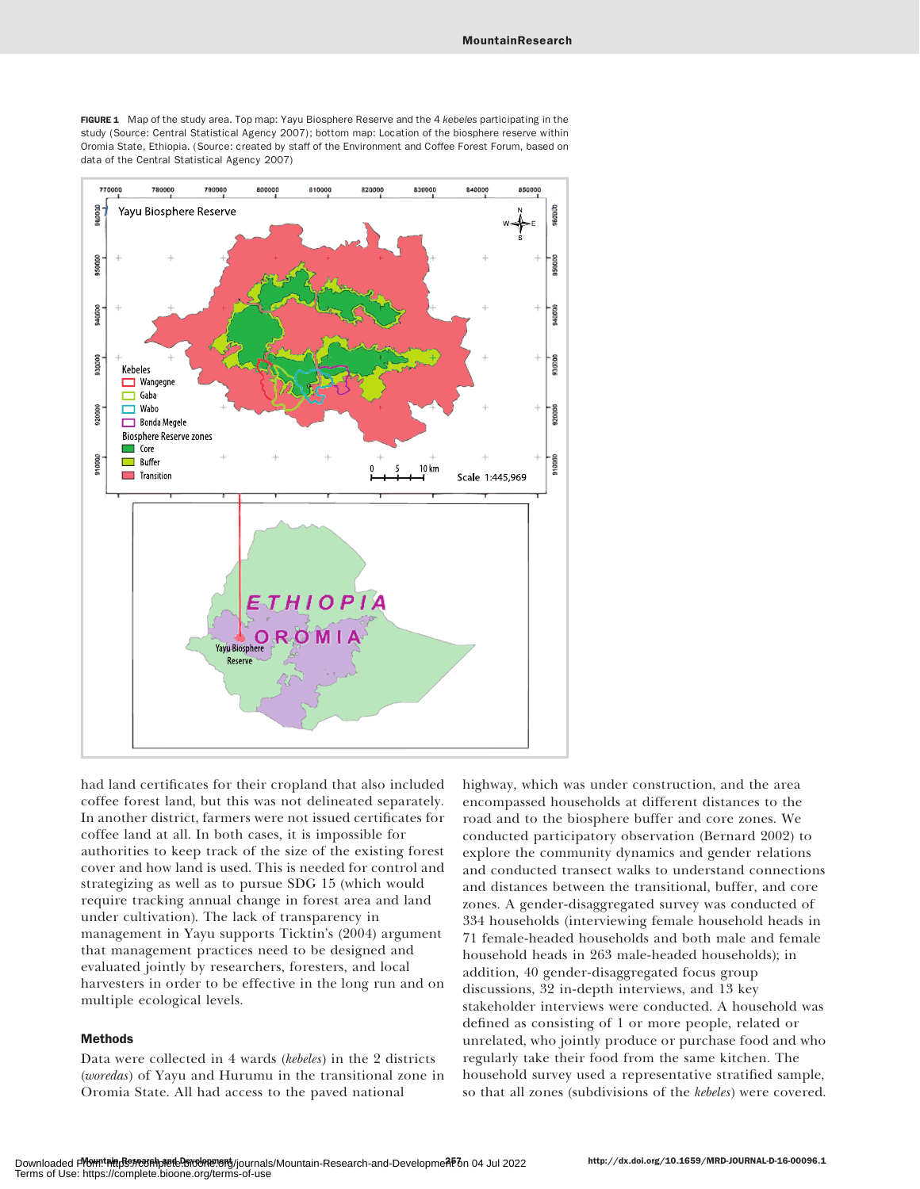FIGURE 1 Map of the study area. Top map: Yayu Biosphere Reserve and the 4 *kebeles* participating in the study (Source: Central Statistical Agency 2007); bottom map: Location of the biosphere reserve within Oromia State, Ethiopia. (Source: created by staff of the Environment and Coffee Forest Forum, based on data of the Central Statistical Agency 2007)

had land certificates for their cropland that also included coffee forest land, but this was not delineated separately. In another district, farmers were not issued certificates for coffee land at all. In both cases, it is impossible for authorities to keep track of the size of the existing forest cover and how land is used. This is needed for control and strategizing as well as to pursue SDG 15 (which would require tracking annual change in forest area and land under cultivation). The lack of transparency in management in Yayu supports Ticktin's (2004) argument that management practices need to be designed and evaluated jointly by researchers, foresters, and local harvesters in order to be effective in the long run and on multiple ecological levels.

### Methods

Data were collected in 4 wards (*kebeles*) in the 2 districts (*woredas*) of Yayu and Hurumu in the transitional zone in Oromia State. All had access to the paved national highway, which was under construction, and the area encompassed households at different distances to the road and to the biosphere buffer and core zones. We conducted participatory observation (Bernard 2002) to explore the community dynamics and gender relations and conducted transect walks to understand connections and distances between the transitional, buffer, and core zones. A gender-disaggregated survey was conducted of 334 households (interviewing female household heads in 71 female-headed households and both male and female household heads in 263 male-headed households); in addition, 40 gender-disaggregated focus group discussions, 32 in-depth interviews, and 13 key stakeholder interviews were conducted. A household was defined as consisting of 1 or more people, related or unrelated, who jointly produce or purchase food and who regularly take their food from the same kitchen. The household survey used a representative stratified sample, so that all zones (subdivisions of the *kebeles*) were covered.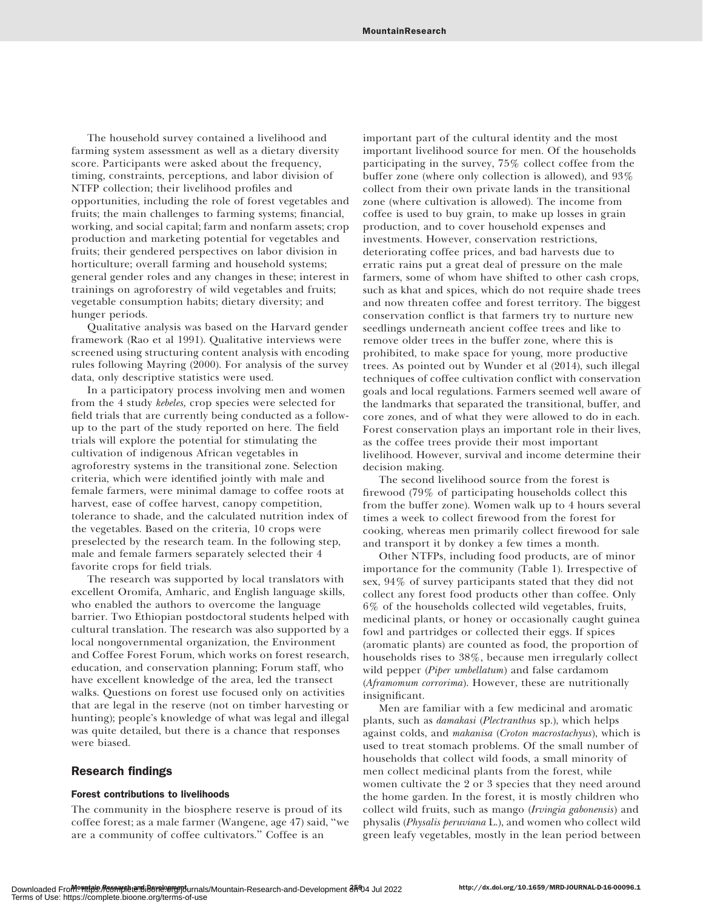The household survey contained a livelihood and farming system assessment as well as a dietary diversity score. Participants were asked about the frequency, timing, constraints, perceptions, and labor division of NTFP collection; their livelihood profiles and opportunities, including the role of forest vegetables and fruits; the main challenges to farming systems; financial, working, and social capital; farm and nonfarm assets; crop production and marketing potential for vegetables and fruits; their gendered perspectives on labor division in horticulture; overall farming and household systems; general gender roles and any changes in these; interest in trainings on agroforestry of wild vegetables and fruits; vegetable consumption habits; dietary diversity; and hunger periods.

Qualitative analysis was based on the Harvard gender framework (Rao et al 1991). Qualitative interviews were screened using structuring content analysis with encoding rules following Mayring (2000). For analysis of the survey data, only descriptive statistics were used.

In a participatory process involving men and women from the 4 study *kebeles,* crop species were selected for field trials that are currently being conducted as a follow-up to the part of the study reported on here. The field trials will explore the potential for stimulating the cultivation of indigenous African vegetables in agroforestry systems in the transitional zone. Selection criteria, which were identified jointly with male and female farmers, were minimal damage to coffee roots at harvest, ease of coffee harvest, canopy competition, tolerance to shade, and the calculated nutrition index of the vegetables. Based on the criteria, 10 crops were preselected by the research team. In the following step, male and female farmers separately selected their 4 favorite crops for field trials.

The research was supported by local translators with excellent Oromifa, Amharic, and English language skills, who enabled the authors to overcome the language barrier. Two Ethiopian postdoctoral students helped with cultural translation. The research was also supported by a local nongovernmental organization, the Environment and Coffee Forest Forum, which works on forest research, education, and conservation planning; Forum staff, who have excellent knowledge of the area, led the transect walks. Questions on forest use focused only on activities that are legal in the reserve (not on timber harvesting or hunting); people's knowledge of what was legal and illegal was quite detailed, but there is a chance that responses were biased.

## Research findings

### Forest contributions to livelihoods

The community in the biosphere reserve is proud of its coffee forest; as a male farmer (Wangene, age 47) said, "we are a community of coffee cultivators." Coffee is an important part of the cultural identity and the most important livelihood source for men. Of the households participating in the survey, 75% collect coffee from the buffer zone (where only collection is allowed), and 93% collect from their own private lands in the transitional zone (where cultivation is allowed). The income from coffee is used to buy grain, to make up losses in grain production, and to cover household expenses and investments. However, conservation restrictions, deteriorating coffee prices, and bad harvests due to erratic rains put a great deal of pressure on the male farmers, some of whom have shifted to other cash crops, such as khat and spices, which do not require shade trees and now threaten coffee and forest territory. The biggest conservation conflict is that farmers try to nurture new seedlings underneath ancient coffee trees and like to remove older trees in the buffer zone, where this is prohibited, to make space for young, more productive trees. As pointed out by Wunder et al (2014), such illegal techniques of coffee cultivation conflict with conservation goals and local regulations. Farmers seemed well aware of the landmarks that separated the transitional, buffer, and core zones, and of what they were allowed to do in each. Forest conservation plays an important role in their lives, as the coffee trees provide their most important livelihood. However, survival and income determine their decision making.

The second livelihood source from the forest is firewood (79% of participating households collect this from the buffer zone). Women walk up to 4 hours several times a week to collect firewood from the forest for cooking, whereas men primarily collect firewood for sale and transport it by donkey a few times a month.

Other NTFPs, including food products, are of minor importance for the community (Table 1). Irrespective of sex, 94% of survey participants stated that they did not collect any forest food products other than coffee. Only 6% of the households collected wild vegetables, fruits, medicinal plants, or honey or occasionally caught guinea fowl and partridges or collected their eggs. If spices (aromatic plants) are counted as food, the proportion of households rises to 38%, because men irregularly collect wild pepper (*Piper umbellatum*) and false cardamom (*Aframomum corrorima*). However, these are nutritionally insignificant.

Men are familiar with a few medicinal and aromatic plants, such as *damakasi* (*Plectranthus* sp.), which helps against colds, and *makanisa* (*Croton macrostachyus*), which is used to treat stomach problems. Of the small number of households that collect wild foods, a small minority of men collect medicinal plants from the forest, while women cultivate the 2 or 3 species that they need around the home garden. In the forest, it is mostly children who collect wild fruits, such as mango (*Irvingia gabonensis*) and physalis (*Physalis peruviana* L.), and women who collect wild green leafy vegetables, mostly in the lean period between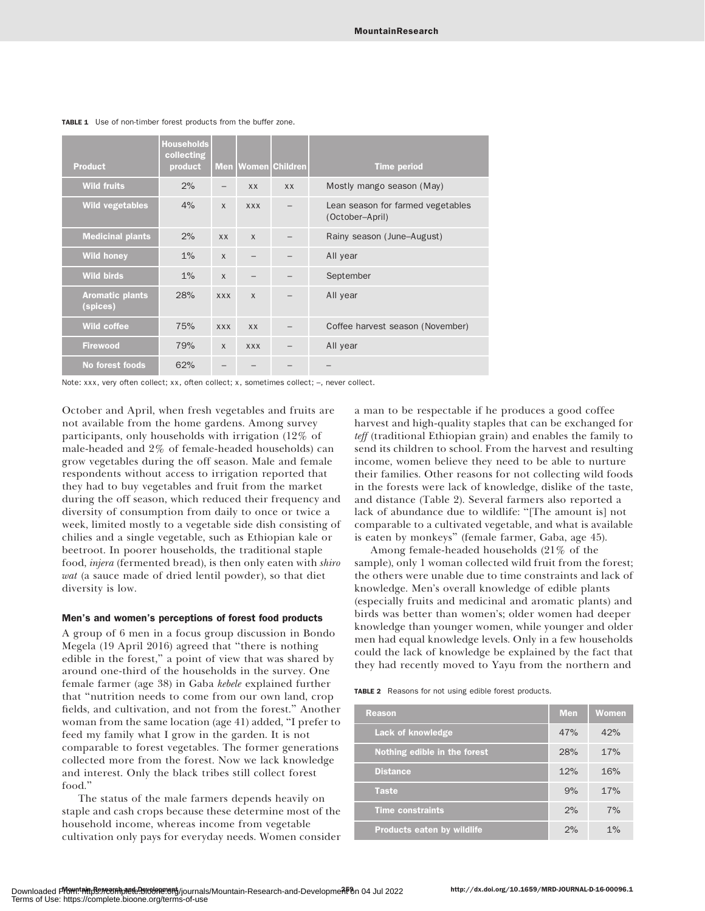**TABLE 1** Use of non-timber forest products from the buffer zone.

| Product | Households collecting product | Men | Women | Children | Time period |
|---|---|---|---|---|---|
| Wild fruits | 2% | – | xx | xx | Mostly mango season (May) |
| Wild vegetables | 4% | x | xxx | – | Lean season for farmed vegetables (October–April) |
| Medicinal plants | 2% | xx | x | – | Rainy season (June–August) |
| Wild honey | 1% | x | – | – | All year |
| Wild birds | 1% | x | – | – | September |
| Aromatic plants (spices) | 28% | xxx | x | – | All year |
| Wild coffee | 75% | xxx | xx | – | Coffee harvest season (November) |
| Firewood | 79% | x | xxx | – | All year |
| No forest foods | 62% | – | – | – | – |

Note: xxx, very often collect; xx, often collect; x, sometimes collect; –, never collect.

October and April, when fresh vegetables and fruits are not available from the home gardens. Among survey participants, only households with irrigation (12% of male-headed and 2% of female-headed households) can grow vegetables during the off season. Male and female respondents without access to irrigation reported that they had to buy vegetables and fruit from the market during the off season, which reduced their frequency and diversity of consumption from daily to once or twice a week, limited mostly to a vegetable side dish consisting of chilies and a single vegetable, such as Ethiopian kale or beetroot. In poorer households, the traditional staple food, *injera* (fermented bread), is then only eaten with *shiro wat* (a sauce made of dried lentil powder), so that diet diversity is low.

#### Men's and women's perceptions of forest food products

A group of 6 men in a focus group discussion in Bondo Megela (19 April 2016) agreed that "there is nothing edible in the forest," a point of view that was shared by around one-third of the households in the survey. One female farmer (age 38) in Gaba *kebele* explained further that "nutrition needs to come from our own land, crop fields, and cultivation, and not from the forest." Another woman from the same location (age 41) added, "I prefer to feed my family what I grow in the garden. It is not comparable to forest vegetables. The former generations collected more from the forest. Now we lack knowledge and interest. Only the black tribes still collect forest food."

The status of the male farmers depends heavily on staple and cash crops because these determine most of the household income, whereas income from vegetable cultivation only pays for everyday needs. Women consider a man to be respectable if he produces a good coffee harvest and high-quality staples that can be exchanged for *teff* (traditional Ethiopian grain) and enables the family to send its children to school. From the harvest and resulting income, women believe they need to be able to nurture their families. Other reasons for not collecting wild foods in the forests were lack of knowledge, dislike of the taste, and distance (Table 2). Several farmers also reported a lack of abundance due to wildlife: "[The amount is] not comparable to a cultivated vegetable, and what is available is eaten by monkeys" (female farmer, Gaba, age 45).

Among female-headed households (21% of the sample), only 1 woman collected wild fruit from the forest; the others were unable due to time constraints and lack of knowledge. Men's overall knowledge of edible plants (especially fruits and medicinal and aromatic plants) and birds was better than women's; older women had deeper knowledge than younger women, while younger and older men had equal knowledge levels. Only in a few households could the lack of knowledge be explained by the fact that they had recently moved to Yayu from the northern and

**TABLE 2** Reasons for not using edible forest products.

| Reason | Men | Women |
|---|---|---|
| Lack of knowledge | 47% | 42% |
| Nothing edible in the forest | 28% | 17% |
| Distance | 12% | 16% |
| Taste | 9% | 17% |
| Time constraints | 2% | 7% |
| Products eaten by wildlife | 2% | 1% |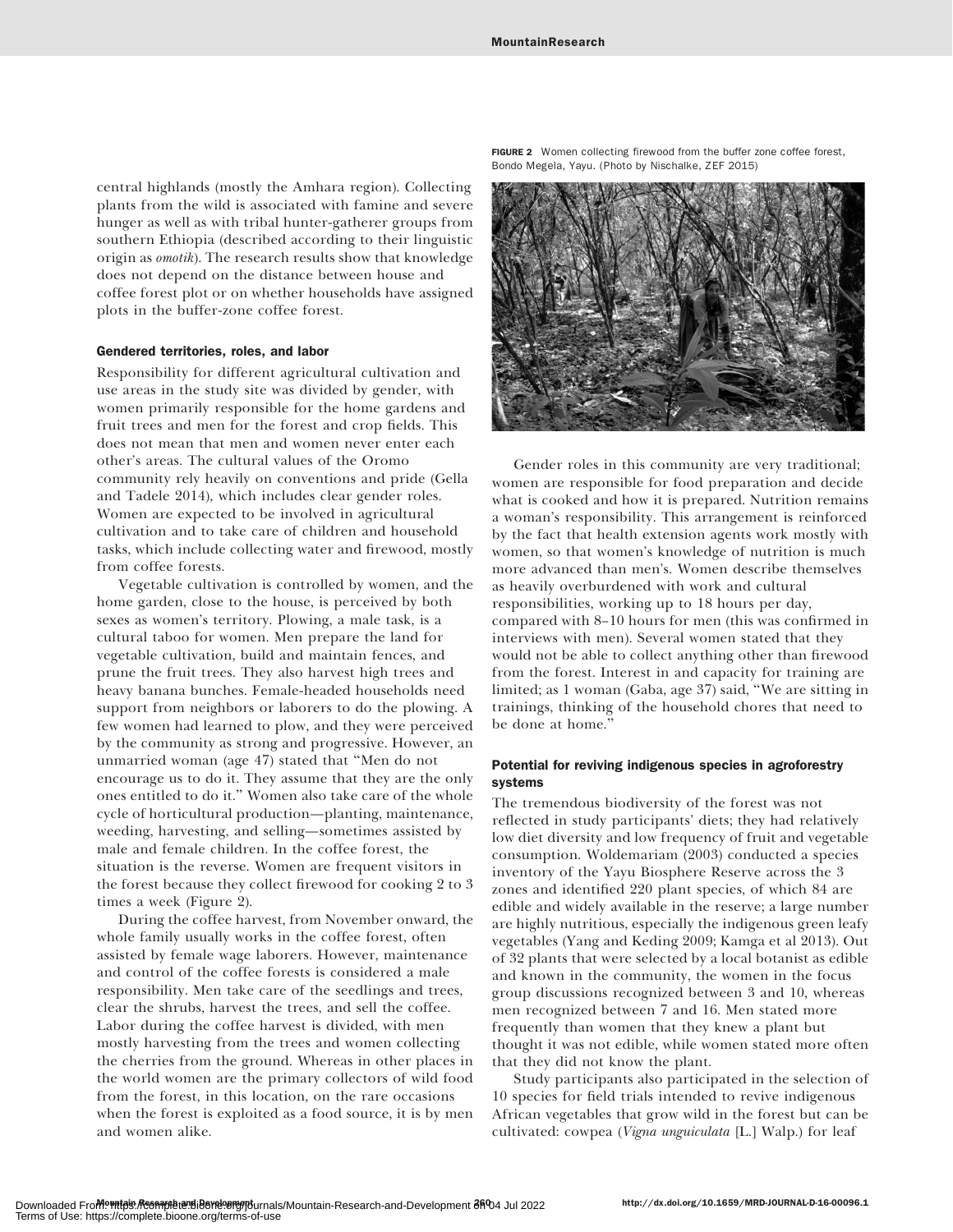central highlands (mostly the Amhara region). Collecting plants from the wild is associated with famine and severe hunger as well as with tribal hunter-gatherer groups from southern Ethiopia (described according to their linguistic origin as *omotik*). The research results show that knowledge does not depend on the distance between house and coffee forest plot or on whether households have assigned plots in the buffer-zone coffee forest.

### Gendered territories, roles, and labor

Responsibility for different agricultural cultivation and use areas in the study site was divided by gender, with women primarily responsible for the home gardens and fruit trees and men for the forest and crop fields. This does not mean that men and women never enter each other's areas. The cultural values of the Oromo community rely heavily on conventions and pride (Gella and Tadele 2014), which includes clear gender roles. Women are expected to be involved in agricultural cultivation and to take care of children and household tasks, which include collecting water and firewood, mostly from coffee forests.

Vegetable cultivation is controlled by women, and the home garden, close to the house, is perceived by both sexes as women's territory. Plowing, a male task, is a cultural taboo for women. Men prepare the land for vegetable cultivation, build and maintain fences, and prune the fruit trees. They also harvest high trees and heavy banana bunches. Female-headed households need support from neighbors or laborers to do the plowing. A few women had learned to plow, and they were perceived by the community as strong and progressive. However, an unmarried woman (age 47) stated that "Men do not encourage us to do it. They assume that they are the only ones entitled to do it." Women also take care of the whole cycle of horticultural production—planting, maintenance, weeding, harvesting, and selling—sometimes assisted by male and female children. In the coffee forest, the situation is the reverse. Women are frequent visitors in the forest because they collect firewood for cooking 2 to 3 times a week (Figure 2).

During the coffee harvest, from November onward, the whole family usually works in the coffee forest, often assisted by female wage laborers. However, maintenance and control of the coffee forests is considered a male responsibility. Men take care of the seedlings and trees, clear the shrubs, harvest the trees, and sell the coffee. Labor during the coffee harvest is divided, with men mostly harvesting from the trees and women collecting the cherries from the ground. Whereas in other places in the world women are the primary collectors of wild food from the forest, in this location, on the rare occasions when the forest is exploited as a food source, it is by men and women alike.

**FIGURE 2** Women collecting firewood from the buffer zone coffee forest, Bondo Megela, Yayu. (Photo by Nischalke, ZEF 2015)

Gender roles in this community are very traditional; women are responsible for food preparation and decide what is cooked and how it is prepared. Nutrition remains a woman's responsibility. This arrangement is reinforced by the fact that health extension agents work mostly with women, so that women's knowledge of nutrition is much more advanced than men's. Women describe themselves as heavily overburdened with work and cultural responsibilities, working up to 18 hours per day, compared with 8–10 hours for men (this was confirmed in interviews with men). Several women stated that they would not be able to collect anything other than firewood from the forest. Interest in and capacity for training are limited; as 1 woman (Gaba, age 37) said, "We are sitting in trainings, thinking of the household chores that need to be done at home."

### Potential for reviving indigenous species in agroforestry systems

The tremendous biodiversity of the forest was not reflected in study participants' diets; they had relatively low diet diversity and low frequency of fruit and vegetable consumption. Woldemariam (2003) conducted a species inventory of the Yayu Biosphere Reserve across the 3 zones and identified 220 plant species, of which 84 are edible and widely available in the reserve; a large number are highly nutritious, especially the indigenous green leafy vegetables (Yang and Keding 2009; Kamga et al 2013). Out of 32 plants that were selected by a local botanist as edible and known in the community, the women in the focus group discussions recognized between 3 and 10, whereas men recognized between 7 and 16. Men stated more frequently than women that they knew a plant but thought it was not edible, while women stated more often that they did not know the plant.

Study participants also participated in the selection of 10 species for field trials intended to revive indigenous African vegetables that grow wild in the forest but can be cultivated: cowpea (*Vigna unguiculata* [L.] Walp.) for leaf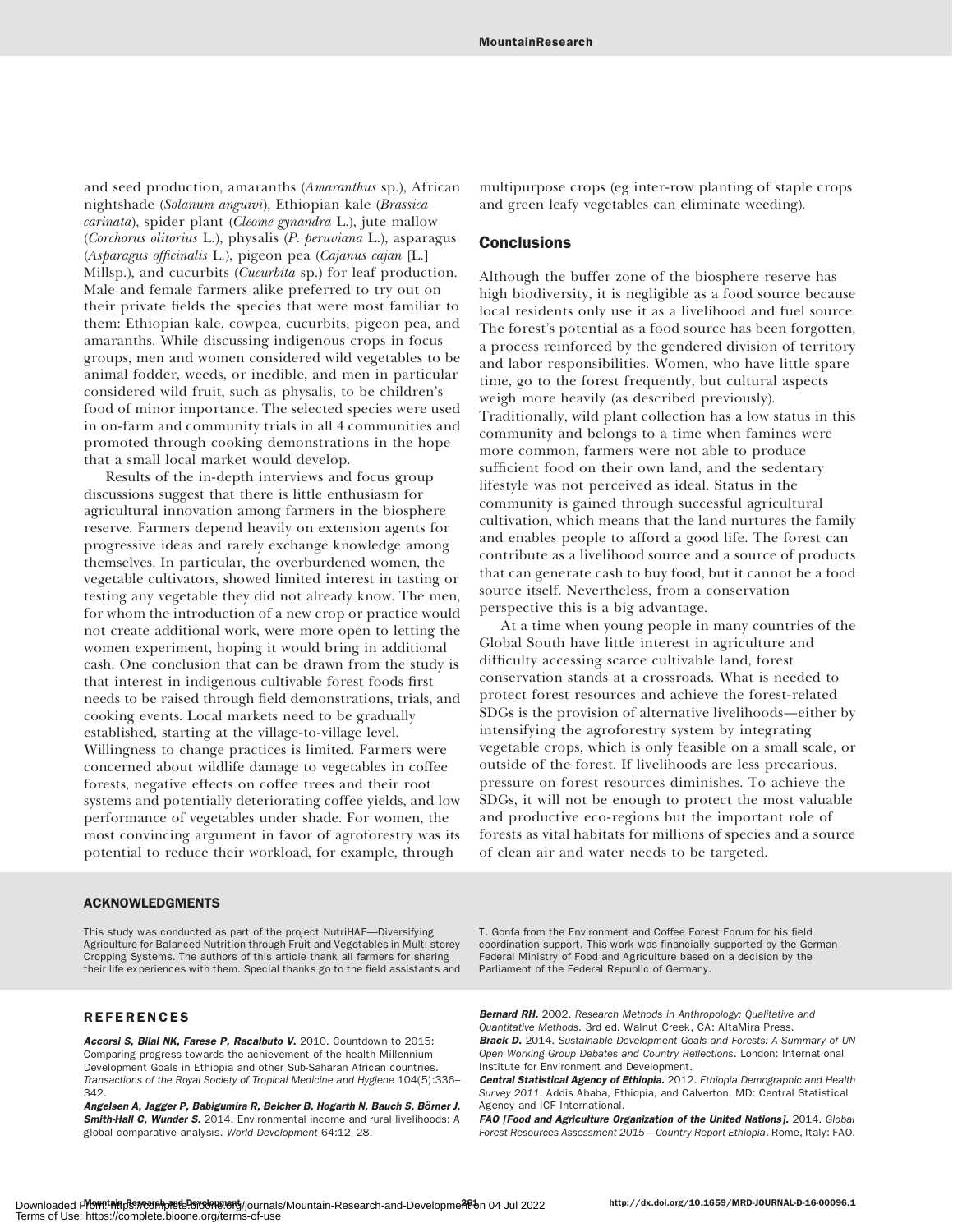and seed production, amaranths (*Amaranthus* sp.), African nightshade (*Solanum anguivi*), Ethiopian kale (*Brassica carinata*), spider plant (*Cleome gynandra* L.), jute mallow (*Corchorus olitorius* L.), physalis (*P. peruviana* L.), asparagus (*Asparagus officinalis* L.), pigeon pea (*Cajanus cajan* [L.] Millsp.), and cucurbits (*Cucurbita* sp.) for leaf production. Male and female farmers alike preferred to try out on their private fields the species that were most familiar to them: Ethiopian kale, cowpea, cucurbits, pigeon pea, and amaranths. While discussing indigenous crops in focus groups, men and women considered wild vegetables to be animal fodder, weeds, or inedible, and men in particular considered wild fruit, such as physalis, to be children's food of minor importance. The selected species were used in on-farm and community trials in all 4 communities and promoted through cooking demonstrations in the hope that a small local market would develop.

Results of the in-depth interviews and focus group discussions suggest that there is little enthusiasm for agricultural innovation among farmers in the biosphere reserve. Farmers depend heavily on extension agents for progressive ideas and rarely exchange knowledge among themselves. In particular, the overburdened women, the vegetable cultivators, showed limited interest in tasting or testing any vegetable they did not already know. The men, for whom the introduction of a new crop or practice would not create additional work, were more open to letting the women experiment, hoping it would bring in additional cash. One conclusion that can be drawn from the study is that interest in indigenous cultivable forest foods first needs to be raised through field demonstrations, trials, and cooking events. Local markets need to be gradually established, starting at the village-to-village level. Willingness to change practices is limited. Farmers were concerned about wildlife damage to vegetables in coffee forests, negative effects on coffee trees and their root systems and potentially deteriorating coffee yields, and low performance of vegetables under shade. For women, the most convincing argument in favor of agroforestry was its potential to reduce their workload, for example, through multipurpose crops (eg inter-row planting of staple crops and green leafy vegetables can eliminate weeding).

## Conclusions

Although the buffer zone of the biosphere reserve has high biodiversity, it is negligible as a food source because local residents only use it as a livelihood and fuel source. The forest's potential as a food source has been forgotten, a process reinforced by the gendered division of territory and labor responsibilities. Women, who have little spare time, go to the forest frequently, but cultural aspects weigh more heavily (as described previously). Traditionally, wild plant collection has a low status in this community and belongs to a time when famines were more common, farmers were not able to produce sufficient food on their own land, and the sedentary lifestyle was not perceived as ideal. Status in the community is gained through successful agricultural cultivation, which means that the land nurtures the family and enables people to afford a good life. The forest can contribute as a livelihood source and a source of products that can generate cash to buy food, but it cannot be a food source itself. Nevertheless, from a conservation perspective this is a big advantage.

At a time when young people in many countries of the Global South have little interest in agriculture and difficulty accessing scarce cultivable land, forest conservation stands at a crossroads. What is needed to protect forest resources and achieve the forest-related SDGs is the provision of alternative livelihoods—either by intensifying the agroforestry system by integrating vegetable crops, which is only feasible on a small scale, or outside of the forest. If livelihoods are less precarious, pressure on forest resources diminishes. To achieve the SDGs, it will not be enough to protect the most valuable and productive eco-regions but the important role of forests as vital habitats for millions of species and a source of clean air and water needs to be targeted.

### ACKNOWLEDGMENTS

This study was conducted as part of the project NutriHAF—Diversifying Agriculture for Balanced Nutrition through Fruit and Vegetables in Multi-storey Cropping Systems. The authors of this article thank all farmers for sharing their life experiences with them. Special thanks go to the field assistants and T. Gonfa from the Environment and Coffee Forest Forum for his field coordination support. This work was financially supported by the German Federal Ministry of Food and Agriculture based on a decision by the Parliament of the Federal Republic of Germany.

## REFERENCES

***Accorsi S, Bilal NK, Farese P, Racalbuto V.*** 2010. Countdown to 2015: Comparing progress towards the achievement of the health Millennium Development Goals in Ethiopia and other Sub-Saharan African countries. *Transactions of the Royal Society of Tropical Medicine and Hygiene* 104(5):336–342.

***Angelsen A, Jagger P, Babigumira R, Belcher B, Hogarth N, Bauch S, Börner J, Smith-Hall C, Wunder S.*** 2014. Environmental income and rural livelihoods: A global comparative analysis. *World Development* 64:12–28.

***Bernard RH.*** 2002. *Research Methods in Anthropology: Qualitative and Quantitative Methods*. 3rd ed. Walnut Creek, CA: AltaMira Press.

***Brack D.*** 2014. *Sustainable Development Goals and Forests: A Summary of UN Open Working Group Debates and Country Reflections*. London: International Institute for Environment and Development.

***Central Statistical Agency of Ethiopia.*** 2012. *Ethiopia Demographic and Health Survey 2011*. Addis Ababa, Ethiopia, and Calverton, MD: Central Statistical Agency and ICF International.

***FAO [Food and Agriculture Organization of the United Nations].*** 2014. *Global Forest Resources Assessment 2015—Country Report Ethiopia*. Rome, Italy: FAO.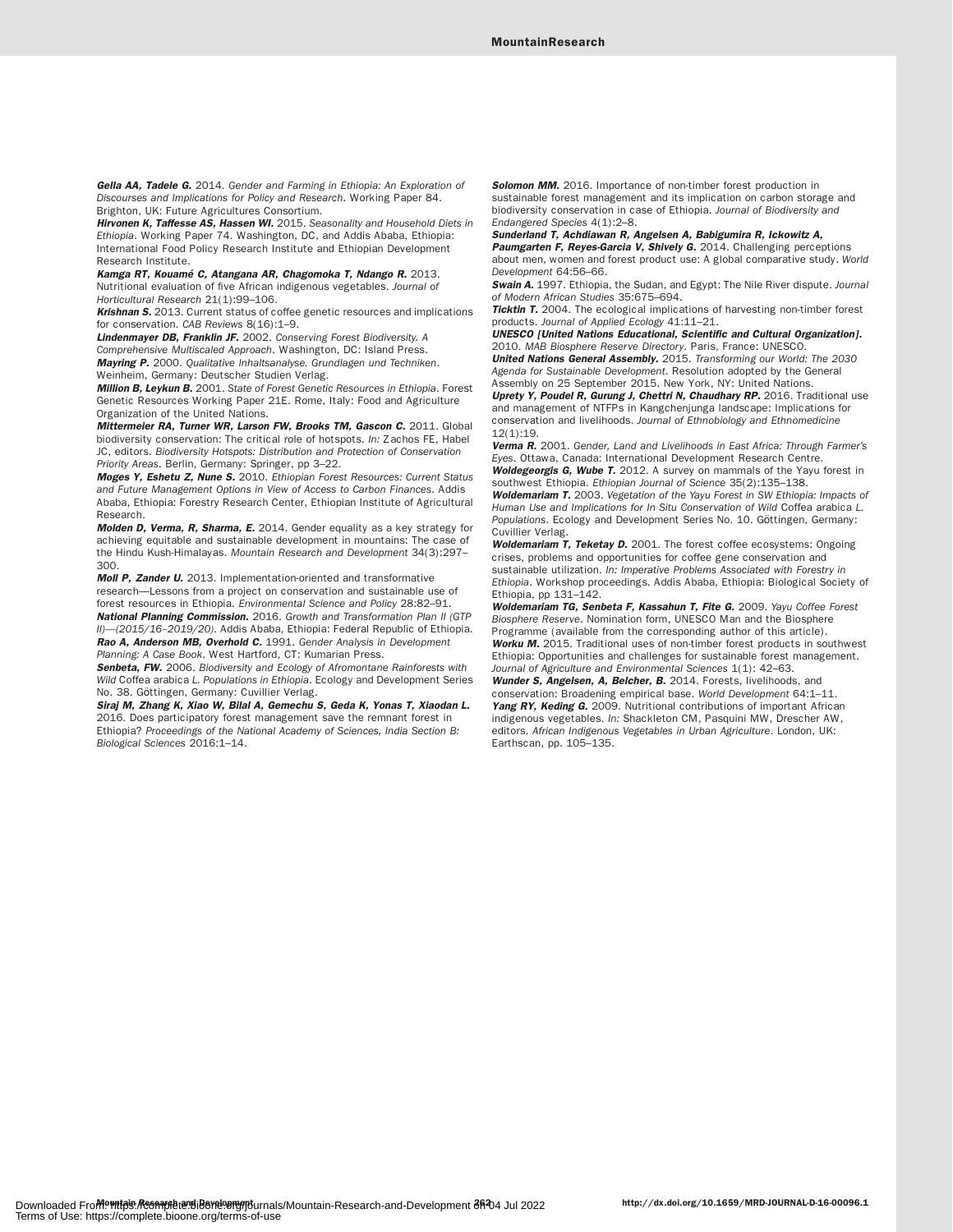**Gella AA, Tadele G.** 2014. *Gender and Farming in Ethiopia: An Exploration of Discourses and Implications for Policy and Research*. Working Paper 84. Brighton, UK: Future Agricultures Consortium.

**Hirvonen K, Taffesse AS, Hassen WI.** 2015. *Seasonality and Household Diets in Ethiopia*. Working Paper 74. Washington, DC, and Addis Ababa, Ethiopia: International Food Policy Research Institute and Ethiopian Development Research Institute.

**Kamga RT, Kouamé C, Atangana AR, Chagomoka T, Ndango R.** 2013. Nutritional evaluation of five African indigenous vegetables. *Journal of Horticultural Research* 21(1):99–106.

**Krishnan S.** 2013. Current status of coffee genetic resources and implications for conservation. *CAB Reviews* 8(16):1–9.

**Lindenmayer DB, Franklin JF.** 2002. *Conserving Forest Biodiversity. A Comprehensive Multiscaled Approach*. Washington, DC: Island Press.

**Mayring P.** 2000. *Qualitative Inhaltsanalyse. Grundlagen und Techniken*. Weinheim, Germany: Deutscher Studien Verlag.

**Million B, Leykun B.** 2001. *State of Forest Genetic Resources in Ethiopia*. Forest Genetic Resources Working Paper 21E. Rome, Italy: Food and Agriculture Organization of the United Nations.

**Mittermeier RA, Turner WR, Larson FW, Brooks TM, Gascon C.** 2011. Global biodiversity conservation: The critical role of hotspots. *In:* Zachos FE, Habel JC, editors. *Biodiversity Hotspots: Distribution and Protection of Conservation Priority Areas*. Berlin, Germany: Springer, pp 3–22.

**Moges Y, Eshetu Z, Nune S.** 2010. *Ethiopian Forest Resources: Current Status and Future Management Options in View of Access to Carbon Finances*. Addis Ababa, Ethiopia: Forestry Research Center, Ethiopian Institute of Agricultural Research.

**Molden D, Verma, R, Sharma, E.** 2014. Gender equality as a key strategy for achieving equitable and sustainable development in mountains: The case of the Hindu Kush-Himalayas. *Mountain Research and Development* 34(3):297–300.

**Moll P, Zander U.** 2013. Implementation-oriented and transformative research—Lessons from a project on conservation and sustainable use of forest resources in Ethiopia. *Environmental Science and Policy* 28:82–91.

**National Planning Commission.** 2016. *Growth and Transformation Plan II (GTP II)—(2015/16–2019/20)*. Addis Ababa, Ethiopia: Federal Republic of Ethiopia.

**Rao A, Anderson MB, Overhold C.** 1991. *Gender Analysis in Development Planning: A Case Book*. West Hartford, CT: Kumarian Press.

**Senbeta, FW.** 2006. *Biodiversity and Ecology of Afromontane Rainforests with Wild* Coffea arabica *L. Populations in Ethiopia*. Ecology and Development Series No. 38. Göttingen, Germany: Cuvillier Verlag.

**Siraj M, Zhang K, Xiao W, Bilal A, Gemechu S, Geda K, Yonas T, Xiaodan L.** 2016. Does participatory forest management save the remnant forest in Ethiopia? *Proceedings of the National Academy of Sciences, India Section B: Biological Sciences* 2016:1–14.

**Solomon MM.** 2016. Importance of non-timber forest production in sustainable forest management and its implication on carbon storage and biodiversity conservation in case of Ethiopia. *Journal of Biodiversity and Endangered Species* 4(1):2–8.

**Sunderland T, Achdiawan R, Angelsen A, Babigumira R, Ickowitz A, Paumgarten F, Reyes-Garcia V, Shively G.** 2014. Challenging perceptions about men, women and forest product use: A global comparative study. *World Development* 64:56–66.

**Swain A.** 1997. Ethiopia, the Sudan, and Egypt: The Nile River dispute. *Journal of Modern African Studies* 35:675–694.

**Ticktin T.** 2004. The ecological implications of harvesting non-timber forest products. *Journal of Applied Ecology* 41:11–21.

**UNESCO [United Nations Educational, Scientific and Cultural Organization].** 2010. *MAB Biosphere Reserve Directory*. Paris, France: UNESCO.

**United Nations General Assembly.** 2015. *Transforming our World: The 2030 Agenda for Sustainable Development*. Resolution adopted by the General Assembly on 25 September 2015. New York, NY: United Nations.

**Uprety Y, Poudel R, Gurung J, Chettri N, Chaudhary RP.** 2016. Traditional use and management of NTFPs in Kangchenjunga landscape: Implications for conservation and livelihoods. *Journal of Ethnobiology and Ethnomedicine* 12(1):19.

**Verma R.** 2001. *Gender, Land and Livelihoods in East Africa: Through Farmer's Eyes*. Ottawa, Canada: International Development Research Centre.

**Woldegeorgis G, Wube T.** 2012. A survey on mammals of the Yayu forest in southwest Ethiopia. *Ethiopian Journal of Science* 35(2):135–138.

**Woldemariam T.** 2003. *Vegetation of the Yayu Forest in SW Ethiopia: Impacts of Human Use and Implications for In Situ Conservation of Wild* Coffea arabica *L. Populations*. Ecology and Development Series No. 10. Göttingen, Germany: Cuvillier Verlag.

**Woldemariam T, Teketay D.** 2001. The forest coffee ecosystems: Ongoing crises, problems and opportunities for coffee gene conservation and sustainable utilization. *In: Imperative Problems Associated with Forestry in Ethiopia*. Workshop proceedings. Addis Ababa, Ethiopia: Biological Society of Ethiopia, pp 131–142.

**Woldemariam TG, Senbeta F, Kassahun T, Fite G.** 2009. *Yayu Coffee Forest Biosphere Reserve*. Nomination form, UNESCO Man and the Biosphere Programme (available from the corresponding author of this article).

**Worku M.** 2015. Traditional uses of non-timber forest products in southwest Ethiopia: Opportunities and challenges for sustainable forest management. *Journal of Agriculture and Environmental Sciences* 1(1): 42–63.

**Wunder S, Angelsen, A, Belcher, B.** 2014. Forests, livelihoods, and conservation: Broadening empirical base. *World Development* 64:1–11.

**Yang RY, Keding G.** 2009. Nutritional contributions of important African indigenous vegetables. *In:* Shackleton CM, Pasquini MW, Drescher AW, editors. *African Indigenous Vegetables in Urban Agriculture*. London, UK: Earthscan, pp. 105–135.